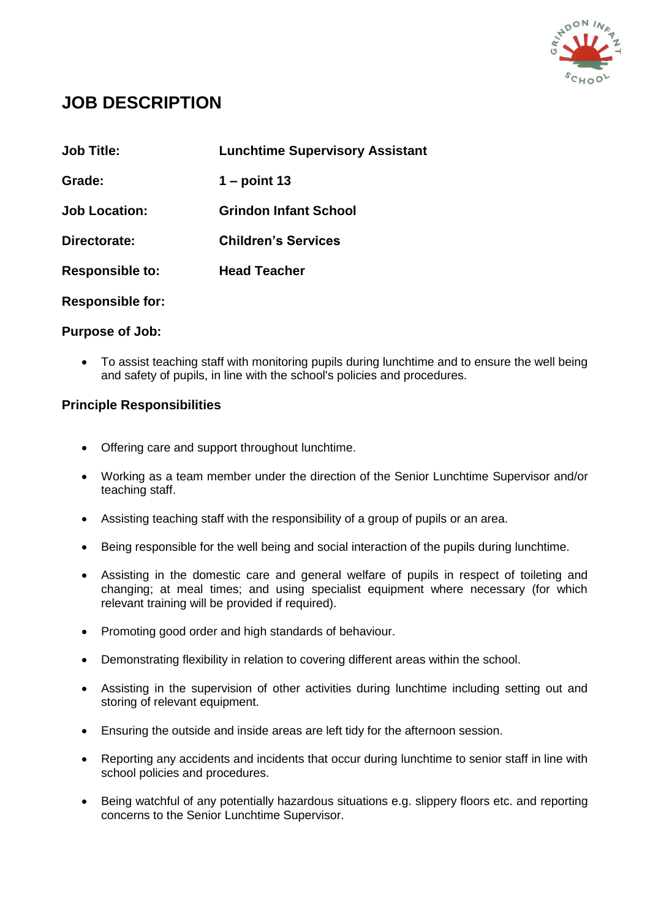# JOB DESCRIPTION

**Job Title:** **Lunchtime Supervisory Assistant**

**Grade:** **1 – point 13**

**Job Location:** **Grindon Infant School**

**Directorate:** **Children's Services**

**Responsible to:** **Head Teacher**

**Responsible for:**

**Purpose of Job:**

- To assist teaching staff with monitoring pupils during lunchtime and to ensure the well being and safety of pupils, in line with the school's policies and procedures.

**Principle Responsibilities**

- Offering care and support throughout lunchtime.
- Working as a team member under the direction of the Senior Lunchtime Supervisor and/or teaching staff.
- Assisting teaching staff with the responsibility of a group of pupils or an area.
- Being responsible for the well being and social interaction of the pupils during lunchtime.
- Assisting in the domestic care and general welfare of pupils in respect of toileting and changing; at meal times; and using specialist equipment where necessary (for which relevant training will be provided if required).
- Promoting good order and high standards of behaviour.
- Demonstrating flexibility in relation to covering different areas within the school.
- Assisting in the supervision of other activities during lunchtime including setting out and storing of relevant equipment.
- Ensuring the outside and inside areas are left tidy for the afternoon session.
- Reporting any accidents and incidents that occur during lunchtime to senior staff in line with school policies and procedures.
- Being watchful of any potentially hazardous situations e.g. slippery floors etc. and reporting concerns to the Senior Lunchtime Supervisor.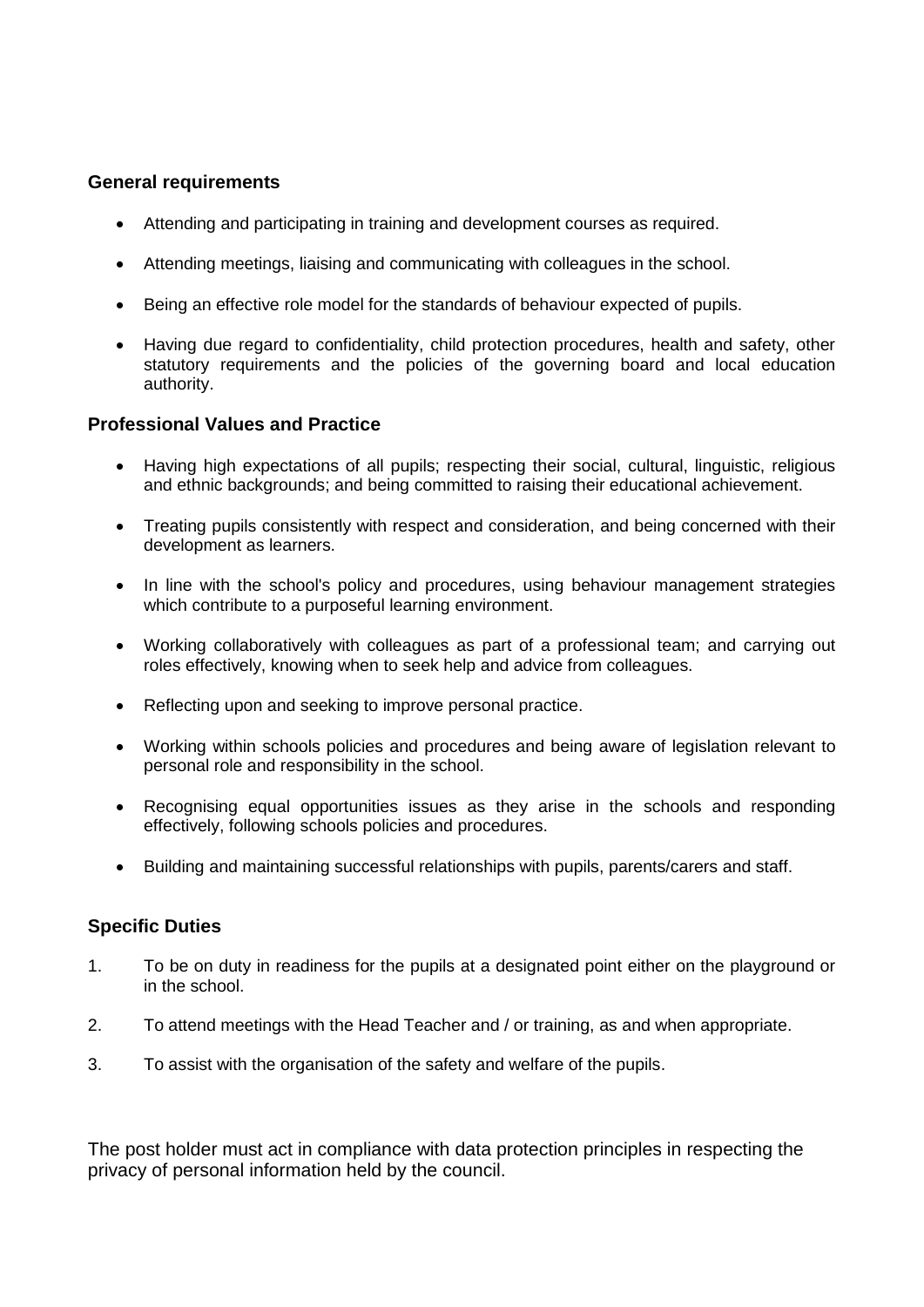## General requirements

- Attending and participating in training and development courses as required.
- Attending meetings, liaising and communicating with colleagues in the school.
- Being an effective role model for the standards of behaviour expected of pupils.
- Having due regard to confidentiality, child protection procedures, health and safety, other statutory requirements and the policies of the governing board and local education authority.

## Professional Values and Practice

- Having high expectations of all pupils; respecting their social, cultural, linguistic, religious and ethnic backgrounds; and being committed to raising their educational achievement.
- Treating pupils consistently with respect and consideration, and being concerned with their development as learners.
- In line with the school's policy and procedures, using behaviour management strategies which contribute to a purposeful learning environment.
- Working collaboratively with colleagues as part of a professional team; and carrying out roles effectively, knowing when to seek help and advice from colleagues.
- Reflecting upon and seeking to improve personal practice.
- Working within schools policies and procedures and being aware of legislation relevant to personal role and responsibility in the school.
- Recognising equal opportunities issues as they arise in the schools and responding effectively, following schools policies and procedures.
- Building and maintaining successful relationships with pupils, parents/carers and staff.

## Specific Duties

1. To be on duty in readiness for the pupils at a designated point either on the playground or in the school.
2. To attend meetings with the Head Teacher and / or training, as and when appropriate.
3. To assist with the organisation of the safety and welfare of the pupils.

The post holder must act in compliance with data protection principles in respecting the privacy of personal information held by the council.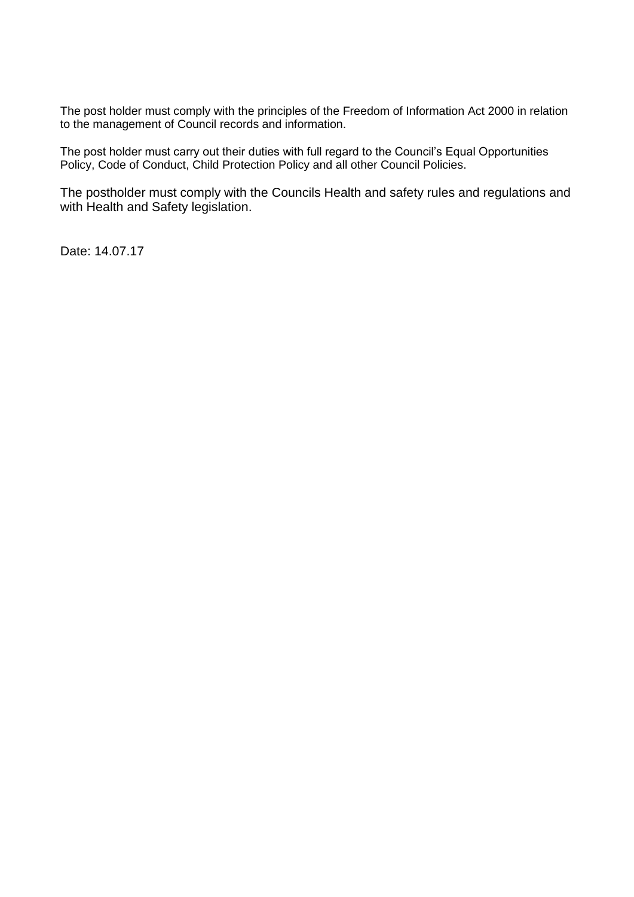The post holder must comply with the principles of the Freedom of Information Act 2000 in relation to the management of Council records and information.

The post holder must carry out their duties with full regard to the Council's Equal Opportunities Policy, Code of Conduct, Child Protection Policy and all other Council Policies.

The postholder must comply with the Councils Health and safety rules and regulations and with Health and Safety legislation.

Date: 14.07.17